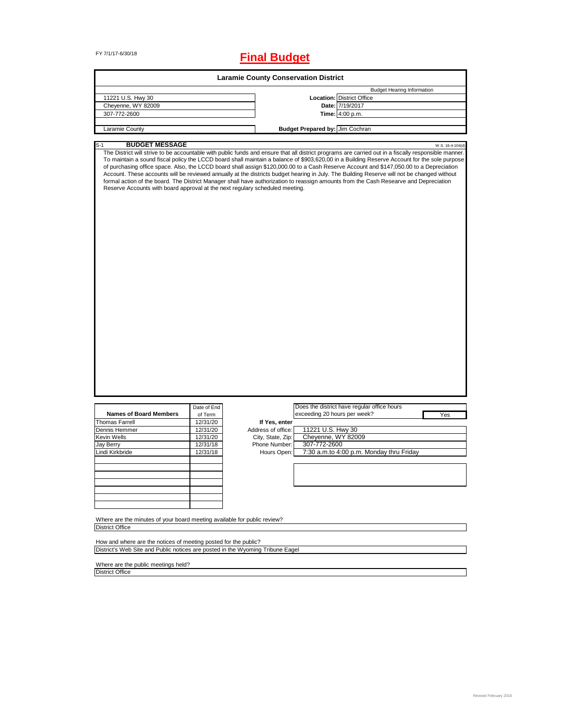FY 7/1/17-6/30/18

# Final Budget

## Laramie County Conservation District

| | | |
|---|---|---|
| | | Budget Hearing Information |
| 11221 U.S. Hwy 30 | **Location:** | District Office |
| Cheyenne, WY 82009 | **Date:** | 7/19/2017 |
| 307-772-2600 | **Time:** | 4:00 p.m. |
| Laramie County | **Budget Prepared by:** | Jim Cochran |

S-1 **BUDGET MESSAGE** W.S. 16-4-104(d)

The District will strive to be accountable with public funds and ensure that all district programs are carried out in a fiscally responsible manner. To maintain a sound fiscal policy the LCCD board shall maintain a balance of $903,620,00 in a Building Reserve Account for the sole purpose of purchasing office space. Also, the LCCD board shall assign $120,000.00 to a Cash Reserve Account and $147,050.00 to a Depreciation Account. These accounts will be reviewed annually at the districts budget hearing in July. The Building Reserve will not be changed without formal action of the board. The District Manager shall have authorization to reassign amounts from the Cash Researve and Depreciation Reserve Accounts with board approval at the next regulary scheduled meeting.

| Names of Board Members | Date of End of Term |
|---|---|
| Thomas Farrell | 12/31/20 |
| Dennis Hemmer | 12/31/20 |
| Kevin Wells | 12/31/20 |
| Jay Berry | 12/31/18 |
| Lindi Kirkbride | 12/31/18 |

Does the district have regular office hours exceeding 20 hours per week? Yes

**If Yes, enter**

| | |
|---|---|
| Address of office: | 11221 U.S. Hwy 30 |
| City, State, Zip: | Cheyenne, WY 82009 |
| Phone Number: | 307-772-2600 |
| Hours Open: | 7:30 a.m.to 4:00 p.m. Monday thru Friday |

Where are the minutes of your board meeting available for public review?
District Office

How and where are the notices of meeting posted for the public?
District's Web Site and Public notices are posted in the Wyoming Tribune Eagel

Where are the public meetings held?
District Office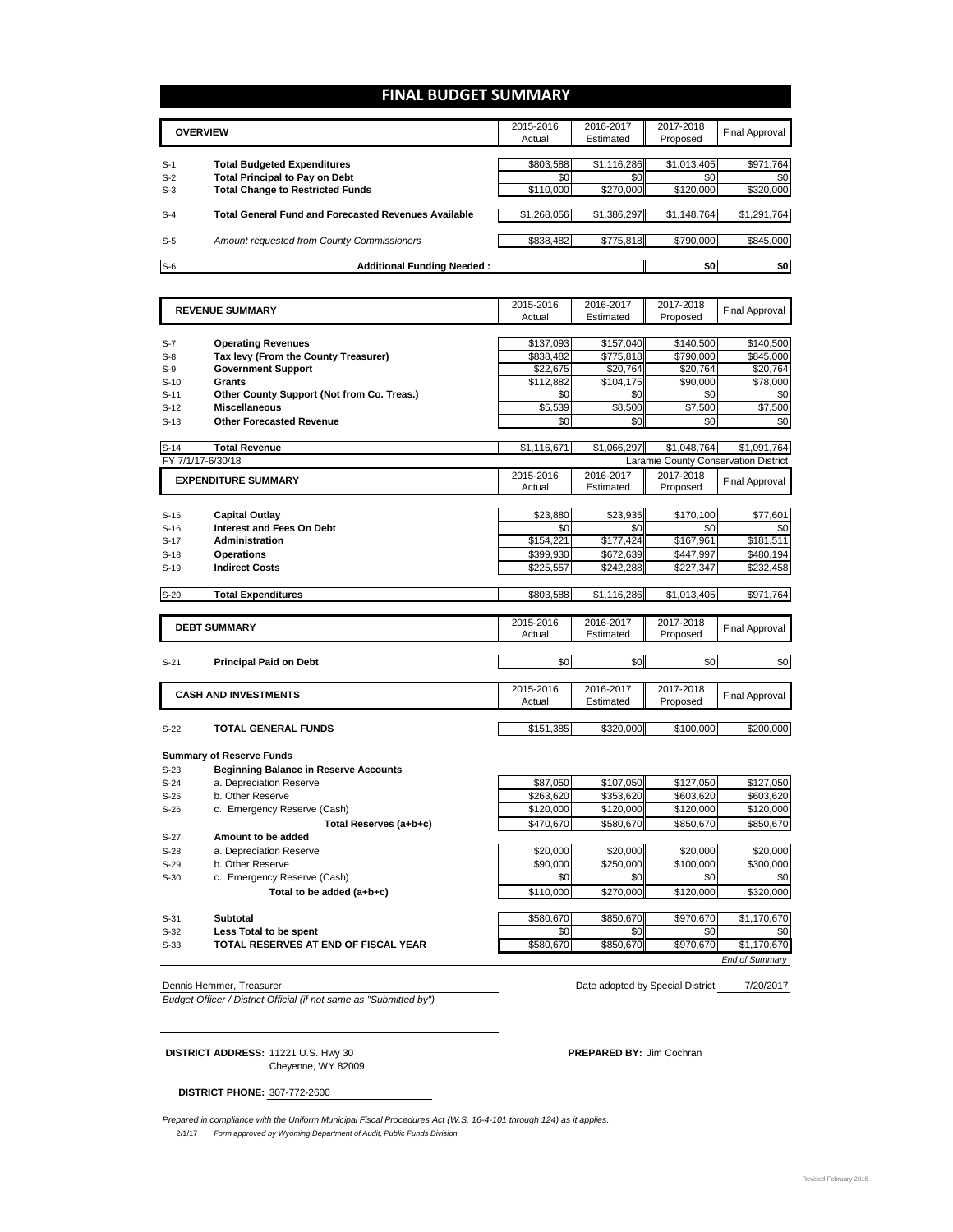# FINAL BUDGET SUMMARY

| | OVERVIEW | 2015-2016 Actual | 2016-2017 Estimated | 2017-2018 Proposed | Final Approval |
|---|---|---|---|---|---|
| S-1 | **Total Budgeted Expenditures** | $803,588 | $1,116,286 | $1,013,405 | $971,764 |
| S-2 | **Total Principal to Pay on Debt** | $0 | $0 | $0 | $0 |
| S-3 | **Total Change to Restricted Funds** | $110,000 | $270,000 | $120,000 | $320,000 |
| S-4 | **Total General Fund and Forecasted Revenues Available** | $1,268,056 | $1,386,297 | $1,148,764 | $1,291,764 |
| S-5 | *Amount requested from County Commissioners* | $838,482 | $775,818 | $790,000 | $845,000 |
| S-6 | **Additional Funding Needed :** | | | $0 | $0 |

| | REVENUE SUMMARY | 2015-2016 Actual | 2016-2017 Estimated | 2017-2018 Proposed | Final Approval |
|---|---|---|---|---|---|
| S-7 | **Operating Revenues** | $137,093 | $157,040 | $140,500 | $140,500 |
| S-8 | **Tax levy (From the County Treasurer)** | $838,482 | $775,818 | $790,000 | $845,000 |
| S-9 | **Government Support** | $22,675 | $20,764 | $20,764 | $20,764 |
| S-10 | **Grants** | $112,882 | $104,175 | $90,000 | $78,000 |
| S-11 | **Other County Support (Not from Co. Treas.)** | $0 | $0 | $0 | $0 |
| S-12 | **Miscellaneous** | $5,539 | $8,500 | $7,500 | $7,500 |
| S-13 | **Other Forecasted Revenue** | $0 | $0 | $0 | $0 |
| S-14 | **Total Revenue** | $1,116,671 | $1,066,297 | $1,048,764 | $1,091,764 |

FY 7/1/17-6/30/18 — Laramie County Conservation District

| | EXPENDITURE SUMMARY | 2015-2016 Actual | 2016-2017 Estimated | 2017-2018 Proposed | Final Approval |
|---|---|---|---|---|---|
| S-15 | **Capital Outlay** | $23,880 | $23,935 | $170,100 | $77,601 |
| S-16 | **Interest and Fees On Debt** | $0 | $0 | $0 | $0 |
| S-17 | **Administration** | $154,221 | $177,424 | $167,961 | $181,511 |
| S-18 | **Operations** | $399,930 | $672,639 | $447,997 | $480,194 |
| S-19 | **Indirect Costs** | $225,557 | $242,288 | $227,347 | $232,458 |
| S-20 | **Total Expenditures** | $803,588 | $1,116,286 | $1,013,405 | $971,764 |

| | DEBT SUMMARY | 2015-2016 Actual | 2016-2017 Estimated | 2017-2018 Proposed | Final Approval |
|---|---|---|---|---|---|
| S-21 | **Principal Paid on Debt** | $0 | $0 | $0 | $0 |

| | CASH AND INVESTMENTS | 2015-2016 Actual | 2016-2017 Estimated | 2017-2018 Proposed | Final Approval |
|---|---|---|---|---|---|
| S-22 | **TOTAL GENERAL FUNDS** | $151,385 | $320,000 | $100,000 | $200,000 |
| | **Summary of Reserve Funds** | | | | |
| S-23 | **Beginning Balance in Reserve Accounts** | | | | |
| S-24 | a. Depreciation Reserve | $87,050 | $107,050 | $127,050 | $127,050 |
| S-25 | b. Other Reserve | $263,620 | $353,620 | $603,620 | $603,620 |
| S-26 | c. Emergency Reserve (Cash) | $120,000 | $120,000 | $120,000 | $120,000 |
| | **Total Reserves (a+b+c)** | $470,670 | $580,670 | $850,670 | $850,670 |
| S-27 | **Amount to be added** | | | | |
| S-28 | a. Depreciation Reserve | $20,000 | $20,000 | $20,000 | $20,000 |
| S-29 | b. Other Reserve | $90,000 | $250,000 | $100,000 | $300,000 |
| S-30 | c. Emergency Reserve (Cash) | $0 | $0 | $0 | $0 |
| | **Total to be added (a+b+c)** | $110,000 | $270,000 | $120,000 | $320,000 |
| S-31 | **Subtotal** | $580,670 | $850,670 | $970,670 | $1,170,670 |
| S-32 | **Less Total to be spent** | $0 | $0 | $0 | $0 |
| S-33 | **TOTAL RESERVES AT END OF FISCAL YEAR** | $580,670 | $850,670 | $970,670 | $1,170,670 |

*End of Summary*

Dennis Hemmer, Treasurer — Date adopted by Special District: 7/20/2017

*Budget Officer / District Official (if not same as "Submitted by")*

**DISTRICT ADDRESS:** 11221 U.S. Hwy 30, Cheyenne, WY 82009

**PREPARED BY:** Jim Cochran

**DISTRICT PHONE:** 307-772-2600

*Prepared in compliance with the Uniform Municipal Fiscal Procedures Act (W.S. 16-4-101 through 124) as it applies.*

2/1/17 *Form approved by Wyoming Department of Audit, Public Funds Division*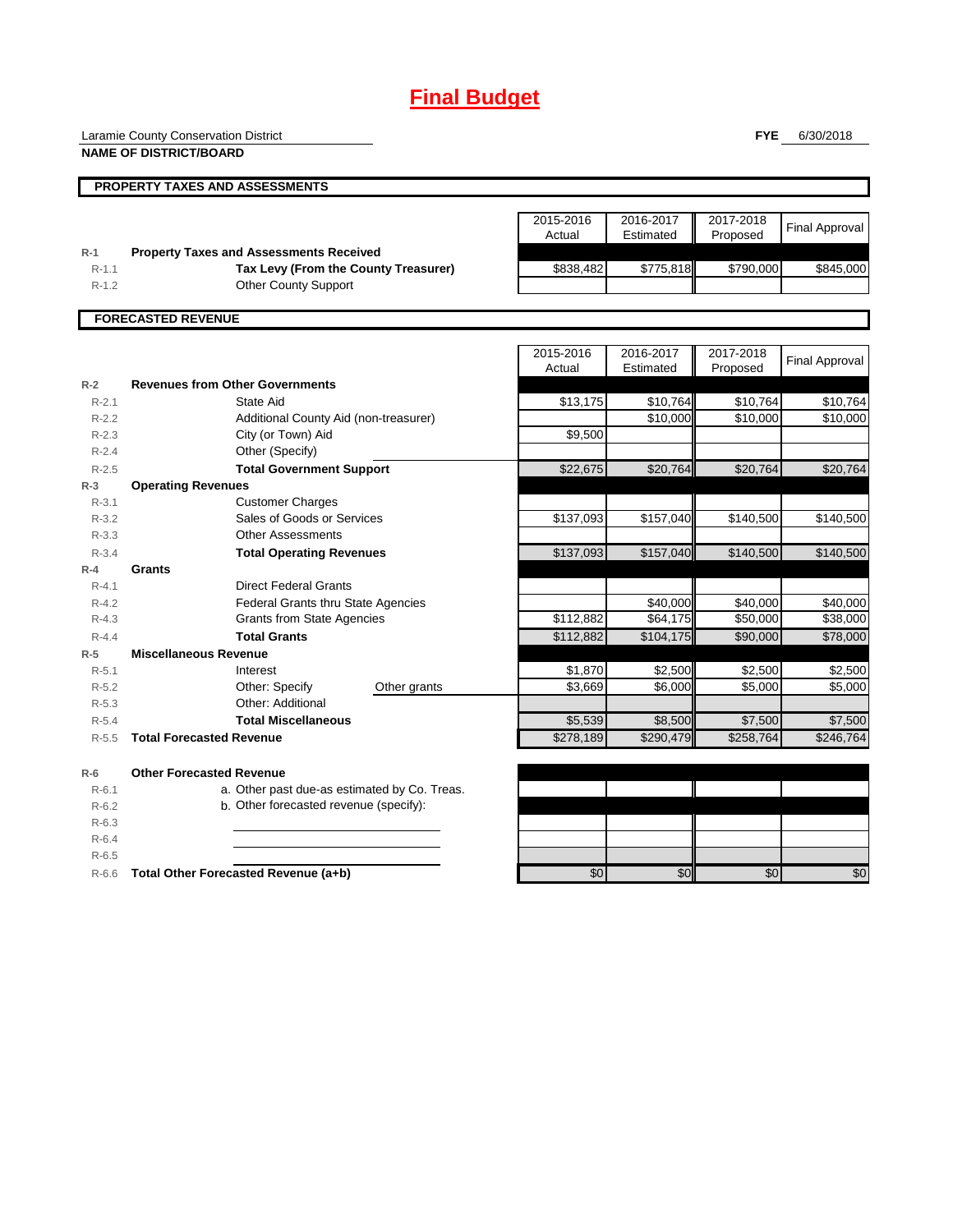# Final Budget

Laramie County Conservation District

**NAME OF DISTRICT/BOARD**

**FYE** 6/30/2018

## PROPERTY TAXES AND ASSESSMENTS

| | | 2015-2016 Actual | 2016-2017 Estimated | 2017-2018 Proposed | Final Approval |
|---|---|---|---|---|---|
| R-1 | **Property Taxes and Assessments Received** | | | | |
| R-1.1 | **Tax Levy (From the County Treasurer)** | $838,482 | $775,818 | $790,000 | $845,000 |
| R-1.2 | Other County Support | | | | |

## FORECASTED REVENUE

| | | 2015-2016 Actual | 2016-2017 Estimated | 2017-2018 Proposed | Final Approval |
|---|---|---|---|---|---|
| R-2 | **Revenues from Other Governments** | | | | |
| R-2.1 | State Aid | $13,175 | $10,764 | $10,764 | $10,764 |
| R-2.2 | Additional County Aid (non-treasurer) | | $10,000 | $10,000 | $10,000 |
| R-2.3 | City (or Town) Aid | $9,500 | | | |
| R-2.4 | Other (Specify) | | | | |
| R-2.5 | **Total Government Support** | $22,675 | $20,764 | $20,764 | $20,764 |
| R-3 | **Operating Revenues** | | | | |
| R-3.1 | Customer Charges | | | | |
| R-3.2 | Sales of Goods or Services | $137,093 | $157,040 | $140,500 | $140,500 |
| R-3.3 | Other Assessments | | | | |
| R-3.4 | **Total Operating Revenues** | $137,093 | $157,040 | $140,500 | $140,500 |
| R-4 | **Grants** | | | | |
| R-4.1 | Direct Federal Grants | | | | |
| R-4.2 | Federal Grants thru State Agencies | | $40,000 | $40,000 | $40,000 |
| R-4.3 | Grants from State Agencies | $112,882 | $64,175 | $50,000 | $38,000 |
| R-4.4 | **Total Grants** | $112,882 | $104,175 | $90,000 | $78,000 |
| R-5 | **Miscellaneous Revenue** | | | | |
| R-5.1 | Interest | $1,870 | $2,500 | $2,500 | $2,500 |
| R-5.2 | Other: Specify — Other grants | $3,669 | $6,000 | $5,000 | $5,000 |
| R-5.3 | Other: Additional | | | | |
| R-5.4 | **Total Miscellaneous** | $5,539 | $8,500 | $7,500 | $7,500 |
| R-5.5 | **Total Forecasted Revenue** | $278,189 | $290,479 | $258,764 | $246,764 |
| R-6 | **Other Forecasted Revenue** | | | | |
| R-6.1 | a. Other past due-as estimated by Co. Treas. | | | | |
| R-6.2 | b. Other forecasted revenue (specify): | | | | |
| R-6.3 | | | | | |
| R-6.4 | | | | | |
| R-6.5 | | | | | |
| R-6.6 | **Total Other Forecasted Revenue (a+b)** | $0 | $0 | $0 | $0 |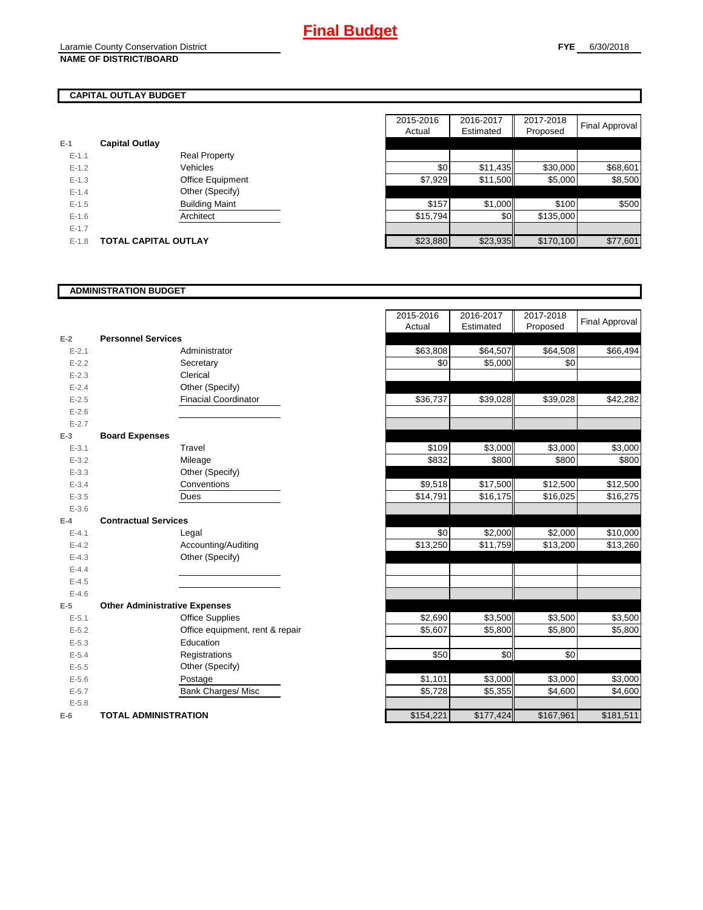# Final Budget

Laramie County Conservation District
**NAME OF DISTRICT/BOARD**

**FYE** 6/30/2018

## CAPITAL OUTLAY BUDGET

| | | | 2015-2016 Actual | 2016-2017 Estimated | 2017-2018 Proposed | Final Approval |
|---|---|---|---|---|---|---|
| E-1 | **Capital Outlay** | | | | | |
| E-1.1 | | Real Property | | | | |
| E-1.2 | | Vehicles | $0 | $11,435 | $30,000 | $68,601 |
| E-1.3 | | Office Equipment | $7,929 | $11,500 | $5,000 | $8,500 |
| E-1.4 | | Other (Specify) | | | | |
| E-1.5 | | Building Maint | $157 | $1,000 | $100 | $500 |
| E-1.6 | | Architect | $15,794 | $0 | $135,000 | |
| E-1.7 | | | | | | |
| E-1.8 | **TOTAL CAPITAL OUTLAY** | | $23,880 | $23,935 | $170,100 | $77,601 |

## ADMINISTRATION BUDGET

| | | | 2015-2016 Actual | 2016-2017 Estimated | 2017-2018 Proposed | Final Approval |
|---|---|---|---|---|---|---|
| E-2 | **Personnel Services** | | | | | |
| E-2.1 | | Administrator | $63,808 | $64,507 | $64,508 | $66,494 |
| E-2.2 | | Secretary | $0 | $5,000 | $0 | |
| E-2.3 | | Clerical | | | | |
| E-2.4 | | Other (Specify) | | | | |
| E-2.5 | | Finacial Coordinator | $36,737 | $39,028 | $39,028 | $42,282 |
| E-2.6 | | | | | | |
| E-2.7 | | | | | | |
| E-3 | **Board Expenses** | | | | | |
| E-3.1 | | Travel | $109 | $3,000 | $3,000 | $3,000 |
| E-3.2 | | Mileage | $832 | $800 | $800 | $800 |
| E-3.3 | | Other (Specify) | | | | |
| E-3.4 | | Conventions | $9,518 | $17,500 | $12,500 | $12,500 |
| E-3.5 | | Dues | $14,791 | $16,175 | $16,025 | $16,275 |
| E-3.6 | | | | | | |
| E-4 | **Contractual Services** | | | | | |
| E-4.1 | | Legal | $0 | $2,000 | $2,000 | $10,000 |
| E-4.2 | | Accounting/Auditing | $13,250 | $11,759 | $13,200 | $13,260 |
| E-4.3 | | Other (Specify) | | | | |
| E-4.4 | | | | | | |
| E-4.5 | | | | | | |
| E-4.6 | | | | | | |
| E-5 | **Other Administrative Expenses** | | | | | |
| E-5.1 | | Office Supplies | $2,690 | $3,500 | $3,500 | $3,500 |
| E-5.2 | | Office equipment, rent & repair | $5,607 | $5,800 | $5,800 | $5,800 |
| E-5.3 | | Education | | | | |
| E-5.4 | | Registrations | $50 | $0 | $0 | |
| E-5.5 | | Other (Specify) | | | | |
| E-5.6 | | Postage | $1,101 | $3,000 | $3,000 | $3,000 |
| E-5.7 | | Bank Charges/ Misc | $5,728 | $5,355 | $4,600 | $4,600 |
| E-5.8 | | | | | | |
| E-6 | **TOTAL ADMINISTRATION** | | $154,221 | $177,424 | $167,961 | $181,511 |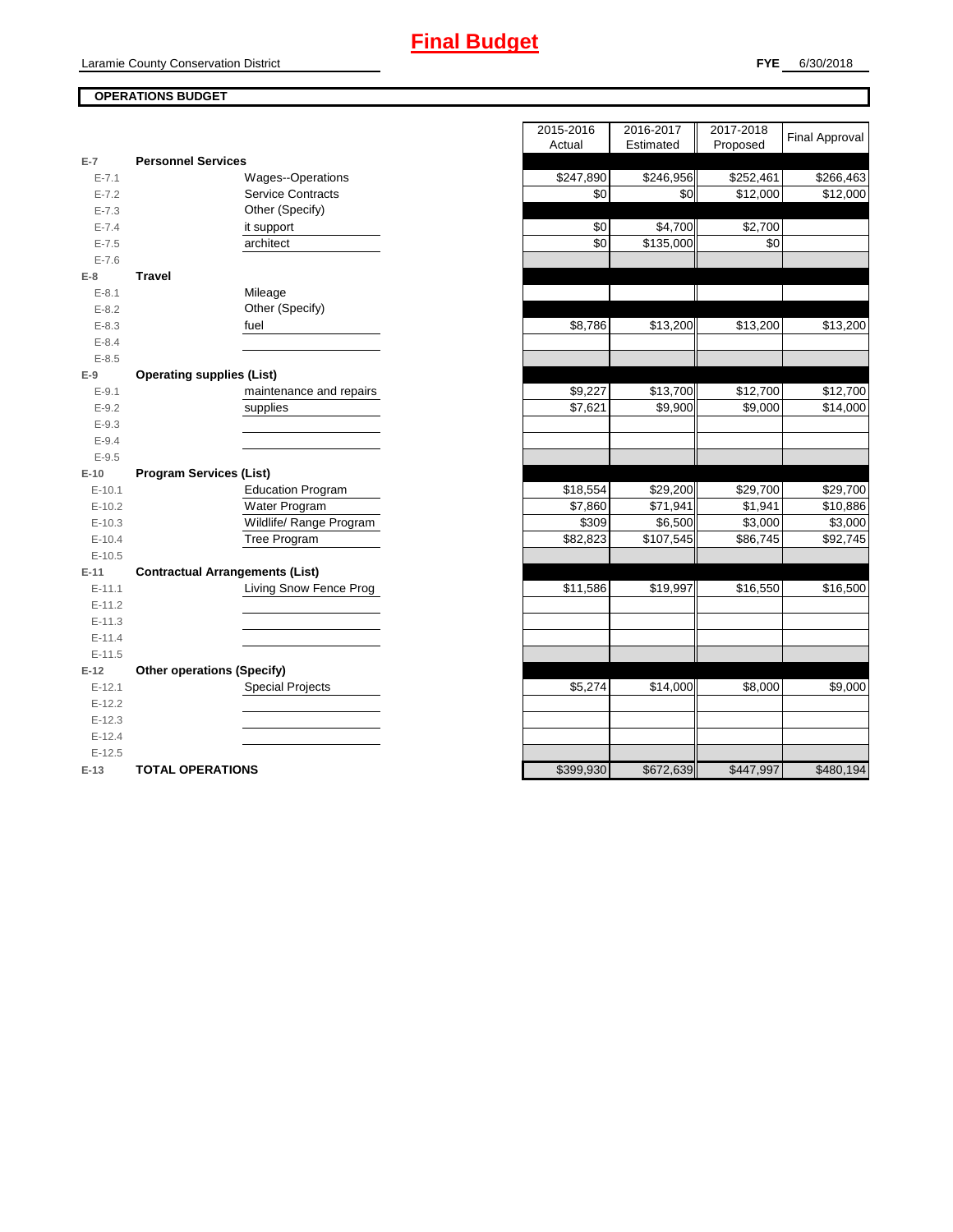# Final Budget

Laramie County Conservation District

**FYE** 6/30/2018

**OPERATIONS BUDGET**

| | | | 2015-2016 Actual | 2016-2017 Estimated | 2017-2018 Proposed | Final Approval |
|---|---|---|---|---|---|---|
| E-7 | **Personnel Services** | | | | | |
| E-7.1 | | Wages--Operations | $247,890 | $246,956 | $252,461 | $266,463 |
| E-7.2 | | Service Contracts | $0 | $0 | $12,000 | $12,000 |
| E-7.3 | | Other (Specify) | | | | |
| E-7.4 | | it support | $0 | $4,700 | $2,700 | |
| E-7.5 | | architect | $0 | $135,000 | $0 | |
| E-7.6 | | | | | | |
| E-8 | **Travel** | | | | | |
| E-8.1 | | Mileage | | | | |
| E-8.2 | | Other (Specify) | | | | |
| E-8.3 | | fuel | $8,786 | $13,200 | $13,200 | $13,200 |
| E-8.4 | | | | | | |
| E-8.5 | | | | | | |
| E-9 | **Operating supplies (List)** | | | | | |
| E-9.1 | | maintenance and repairs | $9,227 | $13,700 | $12,700 | $12,700 |
| E-9.2 | | supplies | $7,621 | $9,900 | $9,000 | $14,000 |
| E-9.3 | | | | | | |
| E-9.4 | | | | | | |
| E-9.5 | | | | | | |
| E-10 | **Program Services (List)** | | | | | |
| E-10.1 | | Education Program | $18,554 | $29,200 | $29,700 | $29,700 |
| E-10.2 | | Water Program | $7,860 | $71,941 | $1,941 | $10,886 |
| E-10.3 | | Wildlife/ Range Program | $309 | $6,500 | $3,000 | $3,000 |
| E-10.4 | | Tree Program | $82,823 | $107,545 | $86,745 | $92,745 |
| E-10.5 | | | | | | |
| E-11 | **Contractual Arrangements (List)** | | | | | |
| E-11.1 | | Living Snow Fence Prog | $11,586 | $19,997 | $16,550 | $16,500 |
| E-11.2 | | | | | | |
| E-11.3 | | | | | | |
| E-11.4 | | | | | | |
| E-11.5 | | | | | | |
| E-12 | **Other operations (Specify)** | | | | | |
| E-12.1 | | Special Projects | $5,274 | $14,000 | $8,000 | $9,000 |
| E-12.2 | | | | | | |
| E-12.3 | | | | | | |
| E-12.4 | | | | | | |
| E-12.5 | | | | | | |
| E-13 | **TOTAL OPERATIONS** | | $399,930 | $672,639 | $447,997 | $480,194 |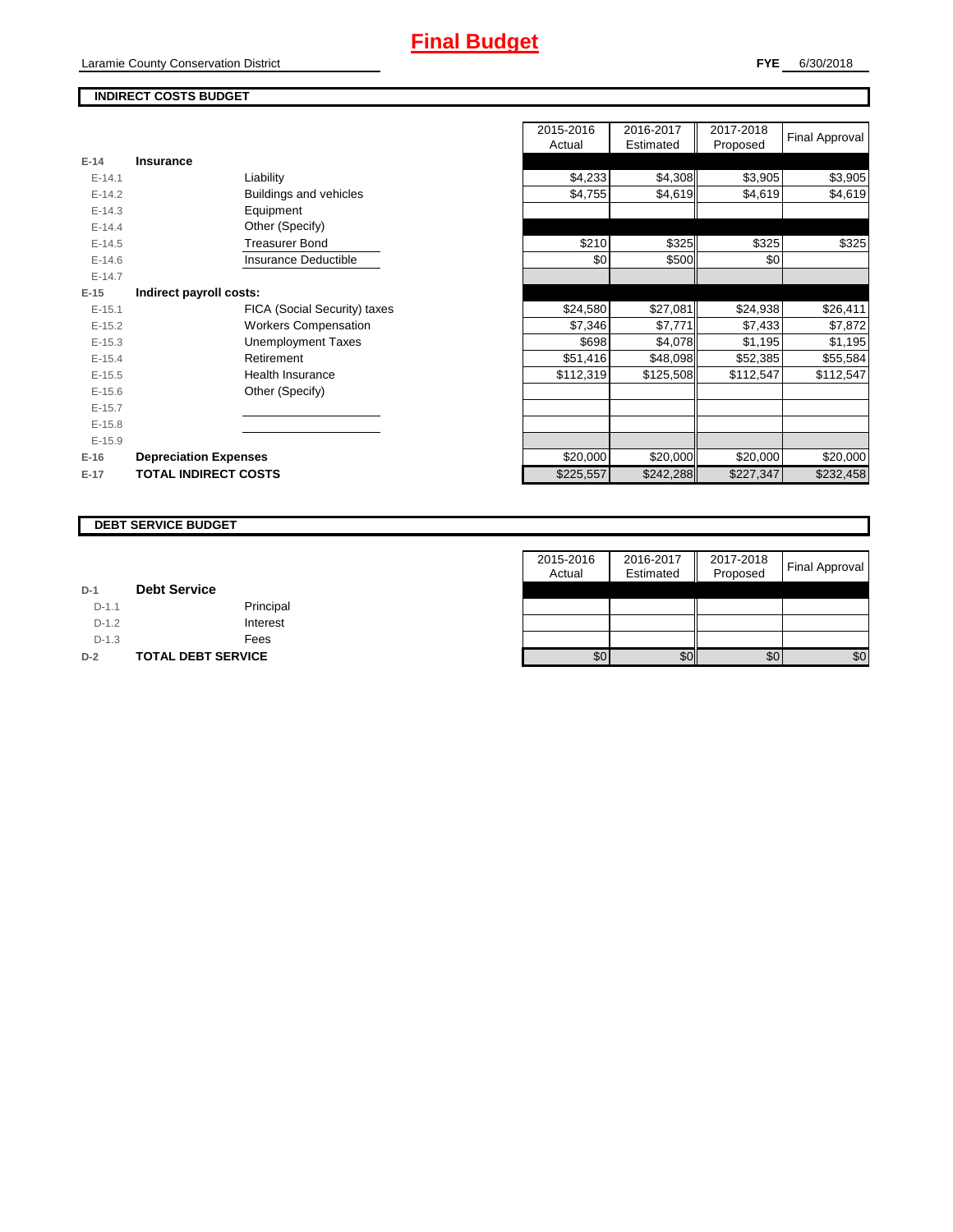# Final Budget

Laramie County Conservation District

**FYE** 6/30/2018

## INDIRECT COSTS BUDGET

| | | | 2015-2016 Actual | 2016-2017 Estimated | 2017-2018 Proposed | Final Approval |
|---|---|---|---|---|---|---|
| E-14 | **Insurance** | | | | | |
| E-14.1 | | Liability | $4,233 | $4,308 | $3,905 | $3,905 |
| E-14.2 | | Buildings and vehicles | $4,755 | $4,619 | $4,619 | $4,619 |
| E-14.3 | | Equipment | | | | |
| E-14.4 | | Other (Specify) | | | | |
| E-14.5 | | Treasurer Bond | $210 | $325 | $325 | $325 |
| E-14.6 | | Insurance Deductible | $0 | $500 | $0 | |
| E-14.7 | | | | | | |
| E-15 | **Indirect payroll costs:** | | | | | |
| E-15.1 | | FICA (Social Security) taxes | $24,580 | $27,081 | $24,938 | $26,411 |
| E-15.2 | | Workers Compensation | $7,346 | $7,771 | $7,433 | $7,872 |
| E-15.3 | | Unemployment Taxes | $698 | $4,078 | $1,195 | $1,195 |
| E-15.4 | | Retirement | $51,416 | $48,098 | $52,385 | $55,584 |
| E-15.5 | | Health Insurance | $112,319 | $125,508 | $112,547 | $112,547 |
| E-15.6 | | Other (Specify) | | | | |
| E-15.7 | | | | | | |
| E-15.8 | | | | | | |
| E-15.9 | | | | | | |
| E-16 | **Depreciation Expenses** | | $20,000 | $20,000 | $20,000 | $20,000 |
| E-17 | **TOTAL INDIRECT COSTS** | | $225,557 | $242,288 | $227,347 | $232,458 |

## DEBT SERVICE BUDGET

| | | | 2015-2016 Actual | 2016-2017 Estimated | 2017-2018 Proposed | Final Approval |
|---|---|---|---|---|---|---|
| D-1 | **Debt Service** | | | | | |
| D-1.1 | | Principal | | | | |
| D-1.2 | | Interest | | | | |
| D-1.3 | | Fees | | | | |
| D-2 | **TOTAL DEBT SERVICE** | | $0 | $0 | $0 | $0 |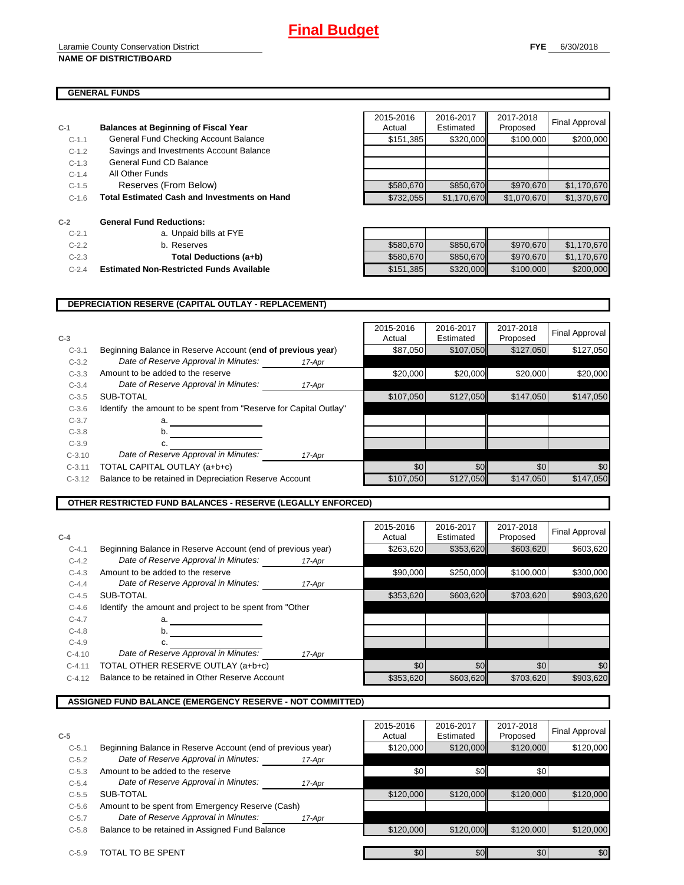# Final Budget

Laramie County Conservation District
**NAME OF DISTRICT/BOARD**

**FYE** 6/30/2018

## GENERAL FUNDS

| | | 2015-2016 Actual | 2016-2017 Estimated | 2017-2018 Proposed | Final Approval |
|---|---|---|---|---|---|
| **C-1** | **Balances at Beginning of Fiscal Year** | | | | |
| C-1.1 | General Fund Checking Account Balance | $151,385 | $320,000 | $100,000 | $200,000 |
| C-1.2 | Savings and Investments Account Balance | | | | |
| C-1.3 | General Fund CD Balance | | | | |
| C-1.4 | All Other Funds | | | | |
| C-1.5 | Reserves (From Below) | $580,670 | $850,670 | $970,670 | $1,170,670 |
| C-1.6 | **Total Estimated Cash and Investments on Hand** | $732,055 | $1,170,670 | $1,070,670 | $1,370,670 |
| **C-2** | **General Fund Reductions:** | | | | |
| C-2.1 | a. Unpaid bills at FYE | | | | |
| C-2.2 | b. Reserves | $580,670 | $850,670 | $970,670 | $1,170,670 |
| C-2.3 | **Total Deductions (a+b)** | $580,670 | $850,670 | $970,670 | $1,170,670 |
| C-2.4 | **Estimated Non-Restricted Funds Available** | $151,385 | $320,000 | $100,000 | $200,000 |

## DEPRECIATION RESERVE (CAPITAL OUTLAY - REPLACEMENT)

| **C-3** | | | 2015-2016 Actual | 2016-2017 Estimated | 2017-2018 Proposed | Final Approval |
|---|---|---|---|---|---|---|
| C-3.1 | Beginning Balance in Reserve Account (**end of previous year**) | | $87,050 | $107,050 | $127,050 | $127,050 |
| C-3.2 | *Date of Reserve Approval in Minutes:* | *17-Apr* | | | | |
| C-3.3 | Amount to be added to the reserve | | $20,000 | $20,000 | $20,000 | $20,000 |
| C-3.4 | *Date of Reserve Approval in Minutes:* | *17-Apr* | | | | |
| C-3.5 | SUB-TOTAL | | $107,050 | $127,050 | $147,050 | $147,050 |
| C-3.6 | Identify the amount to be spent from "Reserve for Capital Outlay" | | | | | |
| C-3.7 | a. | | | | | |
| C-3.8 | b. | | | | | |
| C-3.9 | c. | | | | | |
| C-3.10 | *Date of Reserve Approval in Minutes:* | *17-Apr* | | | | |
| C-3.11 | TOTAL CAPITAL OUTLAY (a+b+c) | | $0 | $0 | $0 | $0 |
| C-3.12 | Balance to be retained in Depreciation Reserve Account | | $107,050 | $127,050 | $147,050 | $147,050 |

## OTHER RESTRICTED FUND BALANCES - RESERVE (LEGALLY ENFORCED)

| **C-4** | | | 2015-2016 Actual | 2016-2017 Estimated | 2017-2018 Proposed | Final Approval |
|---|---|---|---|---|---|---|
| C-4.1 | Beginning Balance in Reserve Account (end of previous year) | | $263,620 | $353,620 | $603,620 | $603,620 |
| C-4.2 | *Date of Reserve Approval in Minutes:* | *17-Apr* | | | | |
| C-4.3 | Amount to be added to the reserve | | $90,000 | $250,000 | $100,000 | $300,000 |
| C-4.4 | *Date of Reserve Approval in Minutes:* | *17-Apr* | | | | |
| C-4.5 | SUB-TOTAL | | $353,620 | $603,620 | $703,620 | $903,620 |
| C-4.6 | Identify the amount and project to be spent from "Other | | | | | |
| C-4.7 | a. | | | | | |
| C-4.8 | b. | | | | | |
| C-4.9 | c. | | | | | |
| C-4.10 | *Date of Reserve Approval in Minutes:* | *17-Apr* | | | | |
| C-4.11 | TOTAL OTHER RESERVE OUTLAY (a+b+c) | | $0 | $0 | $0 | $0 |
| C-4.12 | Balance to be retained in Other Reserve Account | | $353,620 | $603,620 | $703,620 | $903,620 |

## ASSIGNED FUND BALANCE (EMERGENCY RESERVE - NOT COMMITTED)

| **C-5** | | | 2015-2016 Actual | 2016-2017 Estimated | 2017-2018 Proposed | Final Approval |
|---|---|---|---|---|---|---|
| C-5.1 | Beginning Balance in Reserve Account (end of previous year) | | $120,000 | $120,000 | $120,000 | $120,000 |
| C-5.2 | *Date of Reserve Approval in Minutes:* | *17-Apr* | | | | |
| C-5.3 | Amount to be added to the reserve | | $0 | $0 | $0 | |
| C-5.4 | *Date of Reserve Approval in Minutes:* | *17-Apr* | | | | |
| C-5.5 | SUB-TOTAL | | $120,000 | $120,000 | $120,000 | $120,000 |
| C-5.6 | Amount to be spent from Emergency Reserve (Cash) | | | | | |
| C-5.7 | *Date of Reserve Approval in Minutes:* | *17-Apr* | | | | |
| C-5.8 | Balance to be retained in Assigned Fund Balance | | $120,000 | $120,000 | $120,000 | $120,000 |
| C-5.9 | TOTAL TO BE SPENT | | $0 | $0 | $0 | $0 |